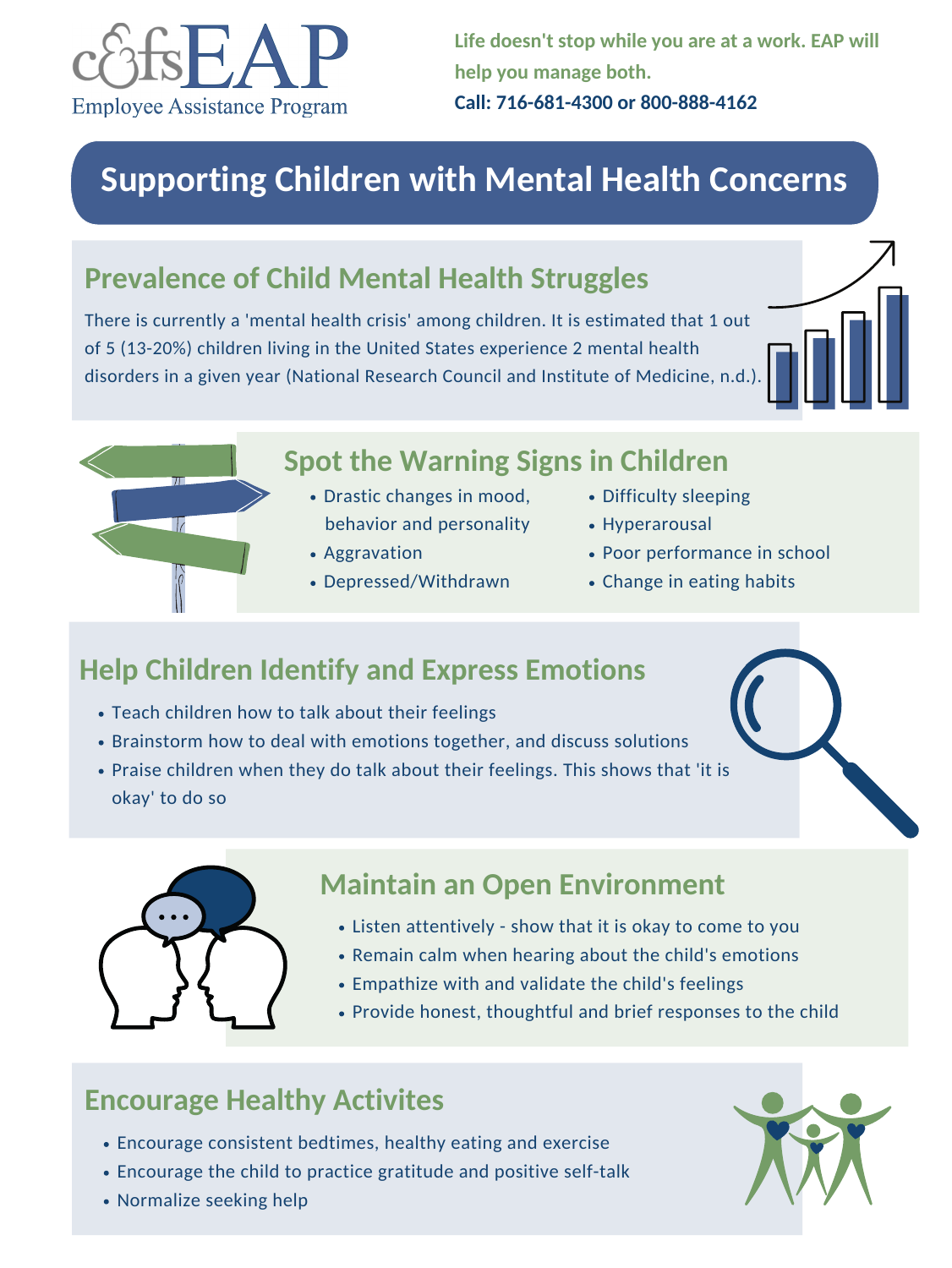cfs EAP

Employee Assistance Program

Life doesn't stop while you are at a work. EAP will help you manage both.

**Call: 716-681-4300 or 800-888-4162**

# Supporting Children with Mental Health Concerns

## Prevalence of Child Mental Health Struggles

There is currently a 'mental health crisis' among children. It is estimated that 1 out of 5 (13-20%) children living in the United States experience 2 mental health disorders in a given year (National Research Council and Institute of Medicine, n.d.).

## Spot the Warning Signs in Children

- Drastic changes in mood, behavior and personality
- Aggravation
- Depressed/Withdrawn
- Difficulty sleeping
- Hyperarousal
- Poor performance in school
- Change in eating habits

## Help Children Identify and Express Emotions

- Teach children how to talk about their feelings
- Brainstorm how to deal with emotions together, and discuss solutions
- Praise children when they do talk about their feelings. This shows that 'it is okay' to do so

## Maintain an Open Environment

- Listen attentively - show that it is okay to come to you
- Remain calm when hearing about the child's emotions
- Empathize with and validate the child's feelings
- Provide honest, thoughtful and brief responses to the child

## Encourage Healthy Activites

- Encourage consistent bedtimes, healthy eating and exercise
- Encourage the child to practice gratitude and positive self-talk
- Normalize seeking help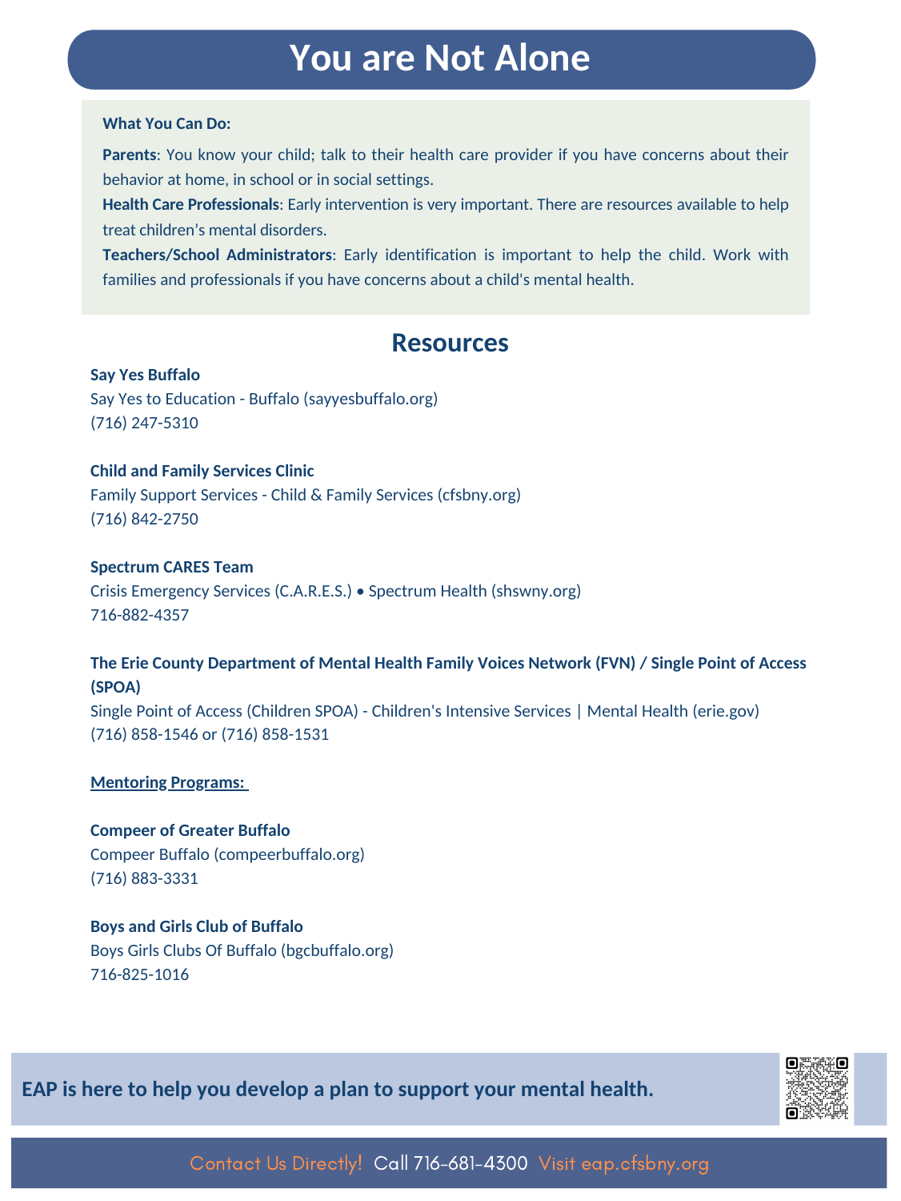# You are Not Alone

**What You Can Do:**

**Parents**: You know your child; talk to their health care provider if you have concerns about their behavior at home, in school or in social settings.

**Health Care Professionals**: Early intervention is very important. There are resources available to help treat children's mental disorders.

**Teachers/School Administrators**: Early identification is important to help the child. Work with families and professionals if you have concerns about a child's mental health.

## Resources

**Say Yes Buffalo**
Say Yes to Education - Buffalo (sayyesbuffalo.org)
(716) 247-5310

**Child and Family Services Clinic**
Family Support Services - Child & Family Services (cfsbny.org)
(716) 842-2750

**Spectrum CARES Team**
Crisis Emergency Services (C.A.R.E.S.) • Spectrum Health (shswny.org)
716-882-4357

**The Erie County Department of Mental Health Family Voices Network (FVN) / Single Point of Access (SPOA)**
Single Point of Access (Children SPOA) - Children's Intensive Services | Mental Health (erie.gov)
(716) 858-1546 or (716) 858-1531

**Mentoring Programs:**

**Compeer of Greater Buffalo**
Compeer Buffalo (compeerbuffalo.org)
(716) 883-3331

**Boys and Girls Club of Buffalo**
Boys Girls Clubs Of Buffalo (bgcbuffalo.org)
716-825-1016

**EAP is here to help you develop a plan to support your mental health.**

Contact Us Directly! Call 716-681-4300 Visit eap.cfsbny.org